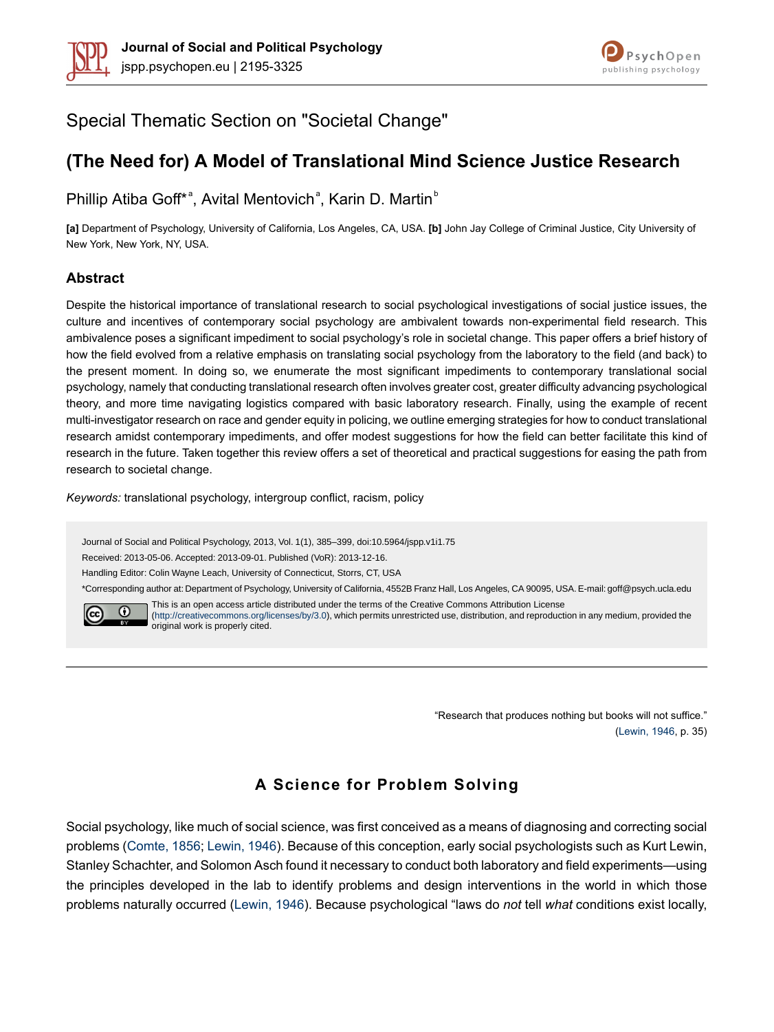Special Thematic Section on "Societal Change"

# (The Need for) A Model of Translational Mind Science Justice Research

Phillip Atiba Goff*[a], Avital Mentovich[a], Karin D. Martin[b]

**[a]** Department of Psychology, University of California, Los Angeles, CA, USA. **[b]** John Jay College of Criminal Justice, City University of New York, New York, NY, USA.

## Abstract

Despite the historical importance of translational research to social psychological investigations of social justice issues, the culture and incentives of contemporary social psychology are ambivalent towards non-experimental field research. This ambivalence poses a significant impediment to social psychology's role in societal change. This paper offers a brief history of how the field evolved from a relative emphasis on translating social psychology from the laboratory to the field (and back) to the present moment. In doing so, we enumerate the most significant impediments to contemporary translational social psychology, namely that conducting translational research often involves greater cost, greater difficulty advancing psychological theory, and more time navigating logistics compared with basic laboratory research. Finally, using the example of recent multi-investigator research on race and gender equity in policing, we outline emerging strategies for how to conduct translational research amidst contemporary impediments, and offer modest suggestions for how the field can better facilitate this kind of research in the future. Taken together this review offers a set of theoretical and practical suggestions for easing the path from research to societal change.

*Keywords:* translational psychology, intergroup conflict, racism, policy

Journal of Social and Political Psychology, 2013, Vol. 1(1), 385–399, doi:10.5964/jspp.v1i1.75

Received: 2013-05-06. Accepted: 2013-09-01. Published (VoR): 2013-12-16.

Handling Editor: Colin Wayne Leach, University of Connecticut, Storrs, CT, USA

*Corresponding author at: Department of Psychology, University of California, 4552B Franz Hall, Los Angeles, CA 90095, USA. E-mail: goff@psych.ucla.edu

This is an open access article distributed under the terms of the Creative Commons Attribution License (http://creativecommons.org/licenses/by/3.0), which permits unrestricted use, distribution, and reproduction in any medium, provided the original work is properly cited.

"Research that produces nothing but books will not suffice."
(Lewin, 1946, p. 35)

## A Science for Problem Solving

Social psychology, like much of social science, was first conceived as a means of diagnosing and correcting social problems (Comte, 1856; Lewin, 1946). Because of this conception, early social psychologists such as Kurt Lewin, Stanley Schachter, and Solomon Asch found it necessary to conduct both laboratory and field experiments—using the principles developed in the lab to identify problems and design interventions in the world in which those problems naturally occurred (Lewin, 1946). Because psychological "laws do *not* tell *what* conditions exist locally,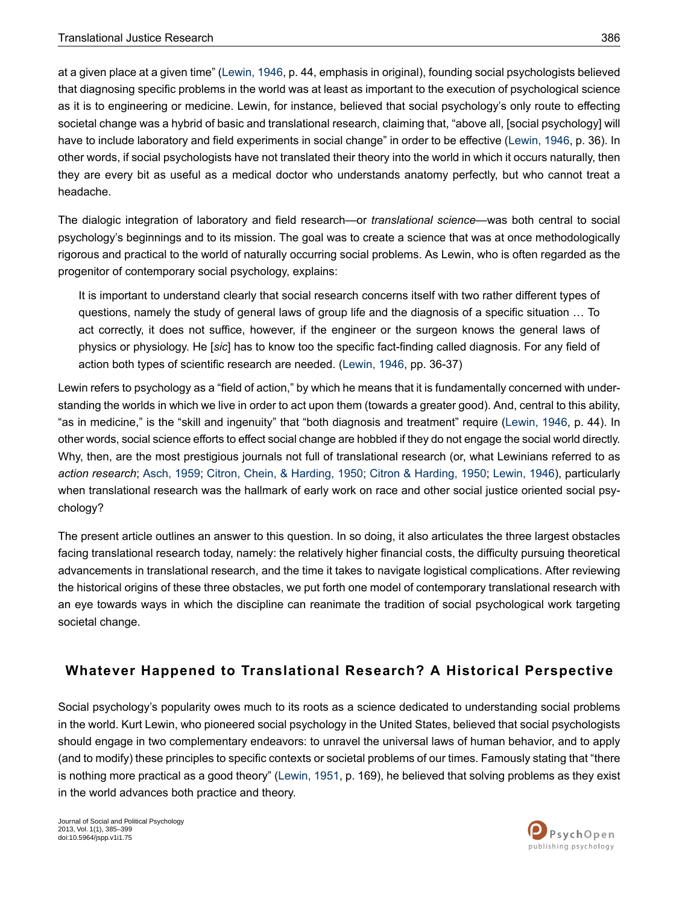at a given place at a given time" (Lewin, 1946, p. 44, emphasis in original), founding social psychologists believed that diagnosing specific problems in the world was at least as important to the execution of psychological science as it is to engineering or medicine. Lewin, for instance, believed that social psychology's only route to effecting societal change was a hybrid of basic and translational research, claiming that, "above all, [social psychology] will have to include laboratory and field experiments in social change" in order to be effective (Lewin, 1946, p. 36). In other words, if social psychologists have not translated their theory into the world in which it occurs naturally, then they are every bit as useful as a medical doctor who understands anatomy perfectly, but who cannot treat a headache.

The dialogic integration of laboratory and field research—or *translational science*—was both central to social psychology's beginnings and to its mission. The goal was to create a science that was at once methodologically rigorous and practical to the world of naturally occurring social problems. As Lewin, who is often regarded as the progenitor of contemporary social psychology, explains:

> It is important to understand clearly that social research concerns itself with two rather different types of questions, namely the study of general laws of group life and the diagnosis of a specific situation … To act correctly, it does not suffice, however, if the engineer or the surgeon knows the general laws of physics or physiology. He [*sic*] has to know too the specific fact-finding called diagnosis. For any field of action both types of scientific research are needed. (Lewin, 1946, pp. 36-37)

Lewin refers to psychology as a "field of action," by which he means that it is fundamentally concerned with understanding the worlds in which we live in order to act upon them (towards a greater good). And, central to this ability, "as in medicine," is the "skill and ingenuity" that "both diagnosis and treatment" require (Lewin, 1946, p. 44). In other words, social science efforts to effect social change are hobbled if they do not engage the social world directly. Why, then, are the most prestigious journals not full of translational research (or, what Lewinians referred to as *action research*; Asch, 1959; Citron, Chein, & Harding, 1950; Citron & Harding, 1950; Lewin, 1946), particularly when translational research was the hallmark of early work on race and other social justice oriented social psychology?

The present article outlines an answer to this question. In so doing, it also articulates the three largest obstacles facing translational research today, namely: the relatively higher financial costs, the difficulty pursuing theoretical advancements in translational research, and the time it takes to navigate logistical complications. After reviewing the historical origins of these three obstacles, we put forth one model of contemporary translational research with an eye towards ways in which the discipline can reanimate the tradition of social psychological work targeting societal change.

## Whatever Happened to Translational Research? A Historical Perspective

Social psychology's popularity owes much to its roots as a science dedicated to understanding social problems in the world. Kurt Lewin, who pioneered social psychology in the United States, believed that social psychologists should engage in two complementary endeavors: to unravel the universal laws of human behavior, and to apply (and to modify) these principles to specific contexts or societal problems of our times. Famously stating that "there is nothing more practical as a good theory" (Lewin, 1951, p. 169), he believed that solving problems as they exist in the world advances both practice and theory.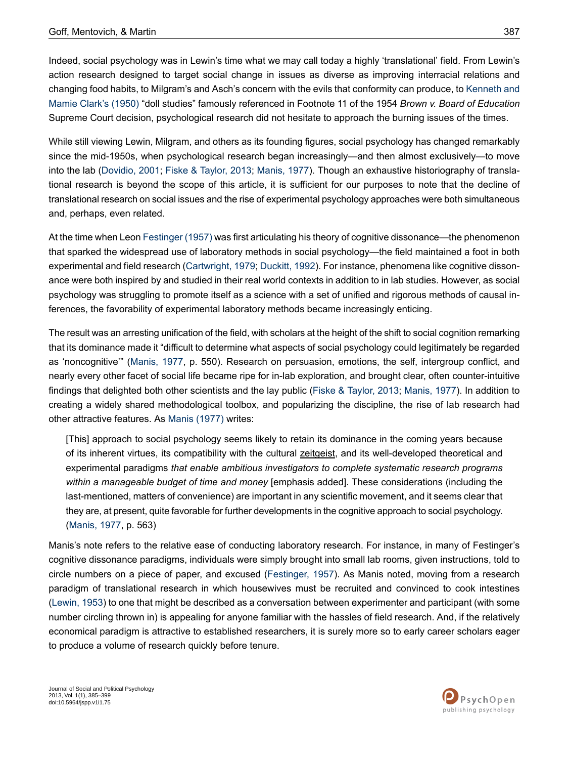Indeed, social psychology was in Lewin's time what we may call today a highly 'translational' field. From Lewin's action research designed to target social change in issues as diverse as improving interracial relations and changing food habits, to Milgram's and Asch's concern with the evils that conformity can produce, to Kenneth and Mamie Clark's (1950) "doll studies" famously referenced in Footnote 11 of the 1954 *Brown v. Board of Education* Supreme Court decision, psychological research did not hesitate to approach the burning issues of the times.

While still viewing Lewin, Milgram, and others as its founding figures, social psychology has changed remarkably since the mid-1950s, when psychological research began increasingly—and then almost exclusively—to move into the lab (Dovidio, 2001; Fiske & Taylor, 2013; Manis, 1977). Though an exhaustive historiography of translational research is beyond the scope of this article, it is sufficient for our purposes to note that the decline of translational research on social issues and the rise of experimental psychology approaches were both simultaneous and, perhaps, even related.

At the time when Leon Festinger (1957) was first articulating his theory of cognitive dissonance—the phenomenon that sparked the widespread use of laboratory methods in social psychology—the field maintained a foot in both experimental and field research (Cartwright, 1979; Duckitt, 1992). For instance, phenomena like cognitive dissonance were both inspired by and studied in their real world contexts in addition to in lab studies. However, as social psychology was struggling to promote itself as a science with a set of unified and rigorous methods of causal inferences, the favorability of experimental laboratory methods became increasingly enticing.

The result was an arresting unification of the field, with scholars at the height of the shift to social cognition remarking that its dominance made it "difficult to determine what aspects of social psychology could legitimately be regarded as 'noncognitive'" (Manis, 1977, p. 550). Research on persuasion, emotions, the self, intergroup conflict, and nearly every other facet of social life became ripe for in-lab exploration, and brought clear, often counter-intuitive findings that delighted both other scientists and the lay public (Fiske & Taylor, 2013; Manis, 1977). In addition to creating a widely shared methodological toolbox, and popularizing the discipline, the rise of lab research had other attractive features. As Manis (1977) writes:

> [This] approach to social psychology seems likely to retain its dominance in the coming years because of its inherent virtues, its compatibility with the cultural zeitgeist, and its well-developed theoretical and experimental paradigms *that enable ambitious investigators to complete systematic research programs within a manageable budget of time and money* [emphasis added]. These considerations (including the last-mentioned, matters of convenience) are important in any scientific movement, and it seems clear that they are, at present, quite favorable for further developments in the cognitive approach to social psychology. (Manis, 1977, p. 563)

Manis's note refers to the relative ease of conducting laboratory research. For instance, in many of Festinger's cognitive dissonance paradigms, individuals were simply brought into small lab rooms, given instructions, told to circle numbers on a piece of paper, and excused (Festinger, 1957). As Manis noted, moving from a research paradigm of translational research in which housewives must be recruited and convinced to cook intestines (Lewin, 1953) to one that might be described as a conversation between experimenter and participant (with some number circling thrown in) is appealing for anyone familiar with the hassles of field research. And, if the relatively economical paradigm is attractive to established researchers, it is surely more so to early career scholars eager to produce a volume of research quickly before tenure.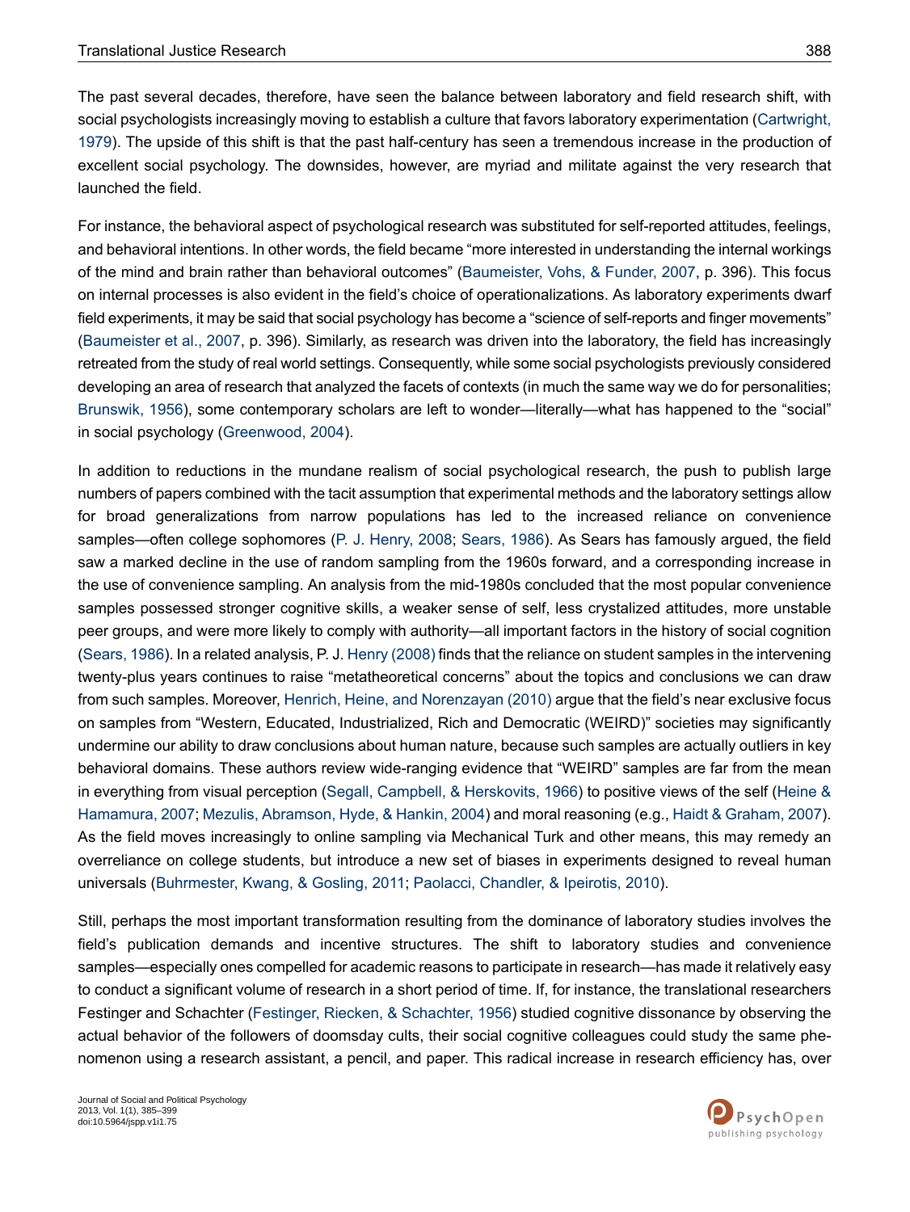The past several decades, therefore, have seen the balance between laboratory and field research shift, with social psychologists increasingly moving to establish a culture that favors laboratory experimentation (Cartwright, 1979). The upside of this shift is that the past half-century has seen a tremendous increase in the production of excellent social psychology. The downsides, however, are myriad and militate against the very research that launched the field.

For instance, the behavioral aspect of psychological research was substituted for self-reported attitudes, feelings, and behavioral intentions. In other words, the field became "more interested in understanding the internal workings of the mind and brain rather than behavioral outcomes" (Baumeister, Vohs, & Funder, 2007, p. 396). This focus on internal processes is also evident in the field's choice of operationalizations. As laboratory experiments dwarf field experiments, it may be said that social psychology has become a "science of self-reports and finger movements" (Baumeister et al., 2007, p. 396). Similarly, as research was driven into the laboratory, the field has increasingly retreated from the study of real world settings. Consequently, while some social psychologists previously considered developing an area of research that analyzed the facets of contexts (in much the same way we do for personalities; Brunswik, 1956), some contemporary scholars are left to wonder—literally—what has happened to the "social" in social psychology (Greenwood, 2004).

In addition to reductions in the mundane realism of social psychological research, the push to publish large numbers of papers combined with the tacit assumption that experimental methods and the laboratory settings allow for broad generalizations from narrow populations has led to the increased reliance on convenience samples—often college sophomores (P. J. Henry, 2008; Sears, 1986). As Sears has famously argued, the field saw a marked decline in the use of random sampling from the 1960s forward, and a corresponding increase in the use of convenience sampling. An analysis from the mid-1980s concluded that the most popular convenience samples possessed stronger cognitive skills, a weaker sense of self, less crystalized attitudes, more unstable peer groups, and were more likely to comply with authority—all important factors in the history of social cognition (Sears, 1986). In a related analysis, P. J. Henry (2008) finds that the reliance on student samples in the intervening twenty-plus years continues to raise "metatheoretical concerns" about the topics and conclusions we can draw from such samples. Moreover, Henrich, Heine, and Norenzayan (2010) argue that the field's near exclusive focus on samples from "Western, Educated, Industrialized, Rich and Democratic (WEIRD)" societies may significantly undermine our ability to draw conclusions about human nature, because such samples are actually outliers in key behavioral domains. These authors review wide-ranging evidence that "WEIRD" samples are far from the mean in everything from visual perception (Segall, Campbell, & Herskovits, 1966) to positive views of the self (Heine & Hamamura, 2007; Mezulis, Abramson, Hyde, & Hankin, 2004) and moral reasoning (e.g., Haidt & Graham, 2007). As the field moves increasingly to online sampling via Mechanical Turk and other means, this may remedy an overreliance on college students, but introduce a new set of biases in experiments designed to reveal human universals (Buhrmester, Kwang, & Gosling, 2011; Paolacci, Chandler, & Ipeirotis, 2010).

Still, perhaps the most important transformation resulting from the dominance of laboratory studies involves the field's publication demands and incentive structures. The shift to laboratory studies and convenience samples—especially ones compelled for academic reasons to participate in research—has made it relatively easy to conduct a significant volume of research in a short period of time. If, for instance, the translational researchers Festinger and Schachter (Festinger, Riecken, & Schachter, 1956) studied cognitive dissonance by observing the actual behavior of the followers of doomsday cults, their social cognitive colleagues could study the same phenomenon using a research assistant, a pencil, and paper. This radical increase in research efficiency has, over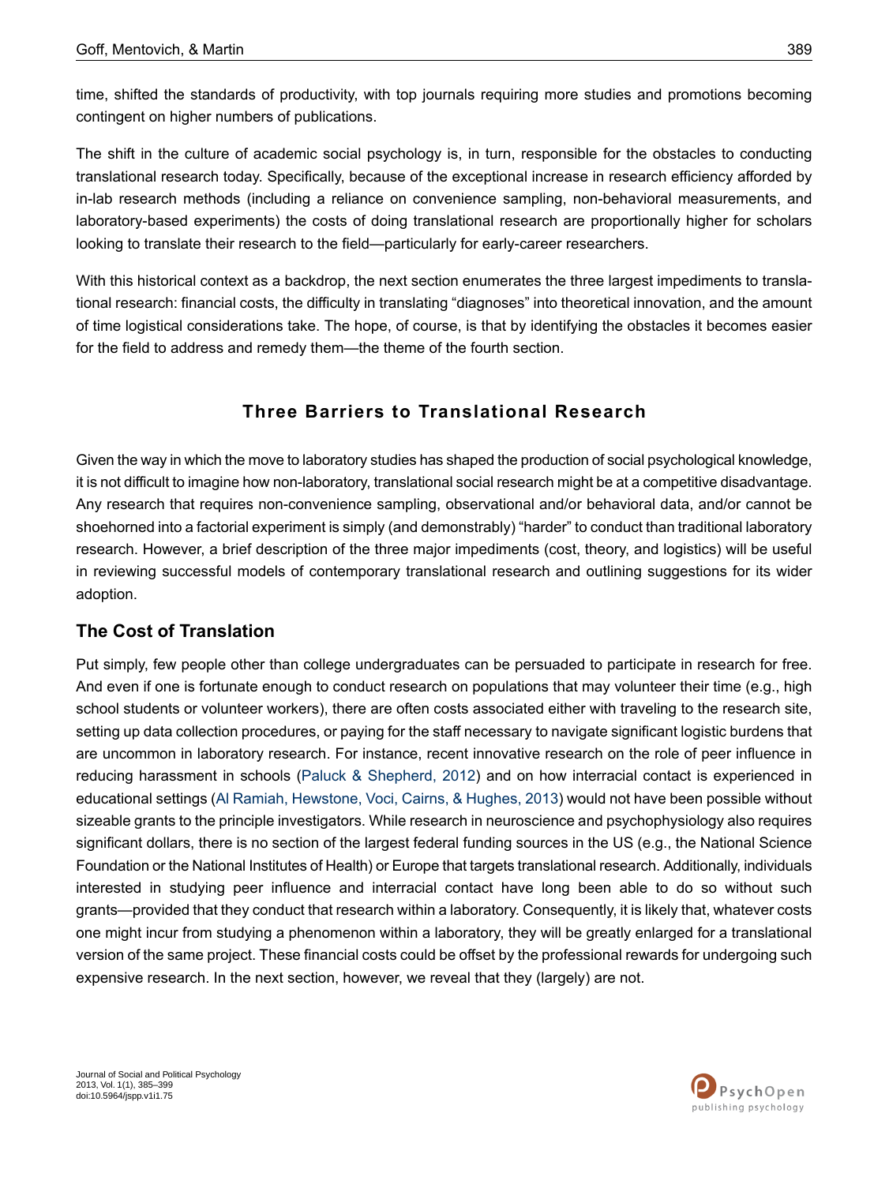time, shifted the standards of productivity, with top journals requiring more studies and promotions becoming contingent on higher numbers of publications.

The shift in the culture of academic social psychology is, in turn, responsible for the obstacles to conducting translational research today. Specifically, because of the exceptional increase in research efficiency afforded by in-lab research methods (including a reliance on convenience sampling, non-behavioral measurements, and laboratory-based experiments) the costs of doing translational research are proportionally higher for scholars looking to translate their research to the field—particularly for early-career researchers.

With this historical context as a backdrop, the next section enumerates the three largest impediments to translational research: financial costs, the difficulty in translating "diagnoses" into theoretical innovation, and the amount of time logistical considerations take. The hope, of course, is that by identifying the obstacles it becomes easier for the field to address and remedy them—the theme of the fourth section.

## Three Barriers to Translational Research

Given the way in which the move to laboratory studies has shaped the production of social psychological knowledge, it is not difficult to imagine how non-laboratory, translational social research might be at a competitive disadvantage. Any research that requires non-convenience sampling, observational and/or behavioral data, and/or cannot be shoehorned into a factorial experiment is simply (and demonstrably) "harder" to conduct than traditional laboratory research. However, a brief description of the three major impediments (cost, theory, and logistics) will be useful in reviewing successful models of contemporary translational research and outlining suggestions for its wider adoption.

### The Cost of Translation

Put simply, few people other than college undergraduates can be persuaded to participate in research for free. And even if one is fortunate enough to conduct research on populations that may volunteer their time (e.g., high school students or volunteer workers), there are often costs associated either with traveling to the research site, setting up data collection procedures, or paying for the staff necessary to navigate significant logistic burdens that are uncommon in laboratory research. For instance, recent innovative research on the role of peer influence in reducing harassment in schools (Paluck & Shepherd, 2012) and on how interracial contact is experienced in educational settings (Al Ramiah, Hewstone, Voci, Cairns, & Hughes, 2013) would not have been possible without sizeable grants to the principle investigators. While research in neuroscience and psychophysiology also requires significant dollars, there is no section of the largest federal funding sources in the US (e.g., the National Science Foundation or the National Institutes of Health) or Europe that targets translational research. Additionally, individuals interested in studying peer influence and interracial contact have long been able to do so without such grants—provided that they conduct that research within a laboratory. Consequently, it is likely that, whatever costs one might incur from studying a phenomenon within a laboratory, they will be greatly enlarged for a translational version of the same project. These financial costs could be offset by the professional rewards for undergoing such expensive research. In the next section, however, we reveal that they (largely) are not.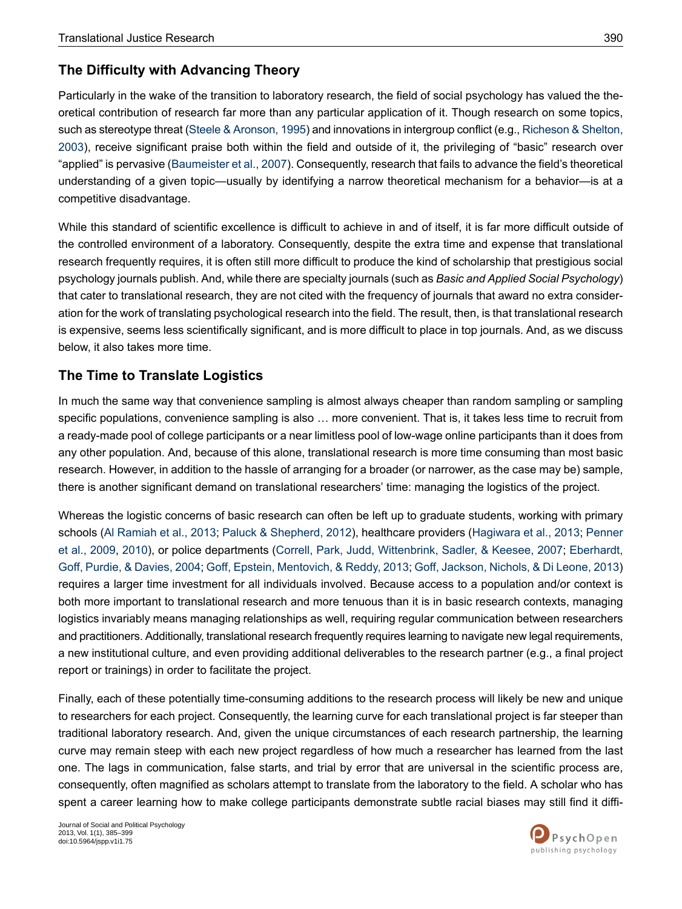## The Difficulty with Advancing Theory

Particularly in the wake of the transition to laboratory research, the field of social psychology has valued the theoretical contribution of research far more than any particular application of it. Though research on some topics, such as stereotype threat (Steele & Aronson, 1995) and innovations in intergroup conflict (e.g., Richeson & Shelton, 2003), receive significant praise both within the field and outside of it, the privileging of "basic" research over "applied" is pervasive (Baumeister et al., 2007). Consequently, research that fails to advance the field's theoretical understanding of a given topic—usually by identifying a narrow theoretical mechanism for a behavior—is at a competitive disadvantage.

While this standard of scientific excellence is difficult to achieve in and of itself, it is far more difficult outside of the controlled environment of a laboratory. Consequently, despite the extra time and expense that translational research frequently requires, it is often still more difficult to produce the kind of scholarship that prestigious social psychology journals publish. And, while there are specialty journals (such as *Basic and Applied Social Psychology*) that cater to translational research, they are not cited with the frequency of journals that award no extra consideration for the work of translating psychological research into the field. The result, then, is that translational research is expensive, seems less scientifically significant, and is more difficult to place in top journals. And, as we discuss below, it also takes more time.

## The Time to Translate Logistics

In much the same way that convenience sampling is almost always cheaper than random sampling or sampling specific populations, convenience sampling is also … more convenient. That is, it takes less time to recruit from a ready-made pool of college participants or a near limitless pool of low-wage online participants than it does from any other population. And, because of this alone, translational research is more time consuming than most basic research. However, in addition to the hassle of arranging for a broader (or narrower, as the case may be) sample, there is another significant demand on translational researchers' time: managing the logistics of the project.

Whereas the logistic concerns of basic research can often be left up to graduate students, working with primary schools (Al Ramiah et al., 2013; Paluck & Shepherd, 2012), healthcare providers (Hagiwara et al., 2013; Penner et al., 2009, 2010), or police departments (Correll, Park, Judd, Wittenbrink, Sadler, & Keesee, 2007; Eberhardt, Goff, Purdie, & Davies, 2004; Goff, Epstein, Mentovich, & Reddy, 2013; Goff, Jackson, Nichols, & Di Leone, 2013) requires a larger time investment for all individuals involved. Because access to a population and/or context is both more important to translational research and more tenuous than it is in basic research contexts, managing logistics invariably means managing relationships as well, requiring regular communication between researchers and practitioners. Additionally, translational research frequently requires learning to navigate new legal requirements, a new institutional culture, and even providing additional deliverables to the research partner (e.g., a final project report or trainings) in order to facilitate the project.

Finally, each of these potentially time-consuming additions to the research process will likely be new and unique to researchers for each project. Consequently, the learning curve for each translational project is far steeper than traditional laboratory research. And, given the unique circumstances of each research partnership, the learning curve may remain steep with each new project regardless of how much a researcher has learned from the last one. The lags in communication, false starts, and trial by error that are universal in the scientific process are, consequently, often magnified as scholars attempt to translate from the laboratory to the field. A scholar who has spent a career learning how to make college participants demonstrate subtle racial biases may still find it diffi-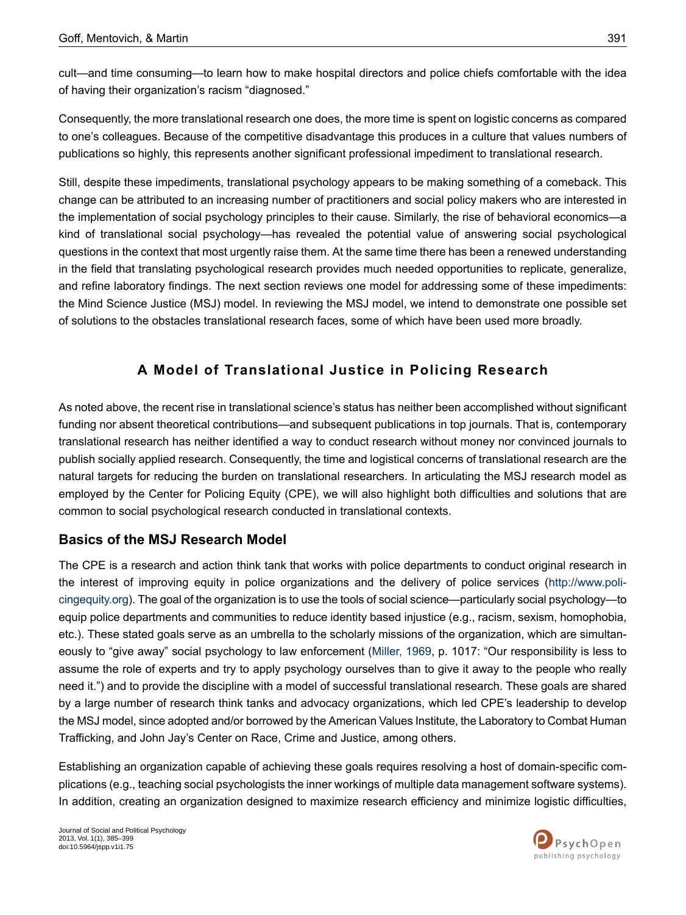cult—and time consuming—to learn how to make hospital directors and police chiefs comfortable with the idea of having their organization's racism "diagnosed."

Consequently, the more translational research one does, the more time is spent on logistic concerns as compared to one's colleagues. Because of the competitive disadvantage this produces in a culture that values numbers of publications so highly, this represents another significant professional impediment to translational research.

Still, despite these impediments, translational psychology appears to be making something of a comeback. This change can be attributed to an increasing number of practitioners and social policy makers who are interested in the implementation of social psychology principles to their cause. Similarly, the rise of behavioral economics—a kind of translational social psychology—has revealed the potential value of answering social psychological questions in the context that most urgently raise them. At the same time there has been a renewed understanding in the field that translating psychological research provides much needed opportunities to replicate, generalize, and refine laboratory findings. The next section reviews one model for addressing some of these impediments: the Mind Science Justice (MSJ) model. In reviewing the MSJ model, we intend to demonstrate one possible set of solutions to the obstacles translational research faces, some of which have been used more broadly.

## A Model of Translational Justice in Policing Research

As noted above, the recent rise in translational science's status has neither been accomplished without significant funding nor absent theoretical contributions—and subsequent publications in top journals. That is, contemporary translational research has neither identified a way to conduct research without money nor convinced journals to publish socially applied research. Consequently, the time and logistical concerns of translational research are the natural targets for reducing the burden on translational researchers. In articulating the MSJ research model as employed by the Center for Policing Equity (CPE), we will also highlight both difficulties and solutions that are common to social psychological research conducted in translational contexts.

### Basics of the MSJ Research Model

The CPE is a research and action think tank that works with police departments to conduct original research in the interest of improving equity in police organizations and the delivery of police services (http://www.policingequity.org). The goal of the organization is to use the tools of social science—particularly social psychology—to equip police departments and communities to reduce identity based injustice (e.g., racism, sexism, homophobia, etc.). These stated goals serve as an umbrella to the scholarly missions of the organization, which are simultaneously to "give away" social psychology to law enforcement (Miller, 1969, p. 1017: "Our responsibility is less to assume the role of experts and try to apply psychology ourselves than to give it away to the people who really need it.") and to provide the discipline with a model of successful translational research. These goals are shared by a large number of research think tanks and advocacy organizations, which led CPE's leadership to develop the MSJ model, since adopted and/or borrowed by the American Values Institute, the Laboratory to Combat Human Trafficking, and John Jay's Center on Race, Crime and Justice, among others.

Establishing an organization capable of achieving these goals requires resolving a host of domain-specific complications (e.g., teaching social psychologists the inner workings of multiple data management software systems). In addition, creating an organization designed to maximize research efficiency and minimize logistic difficulties,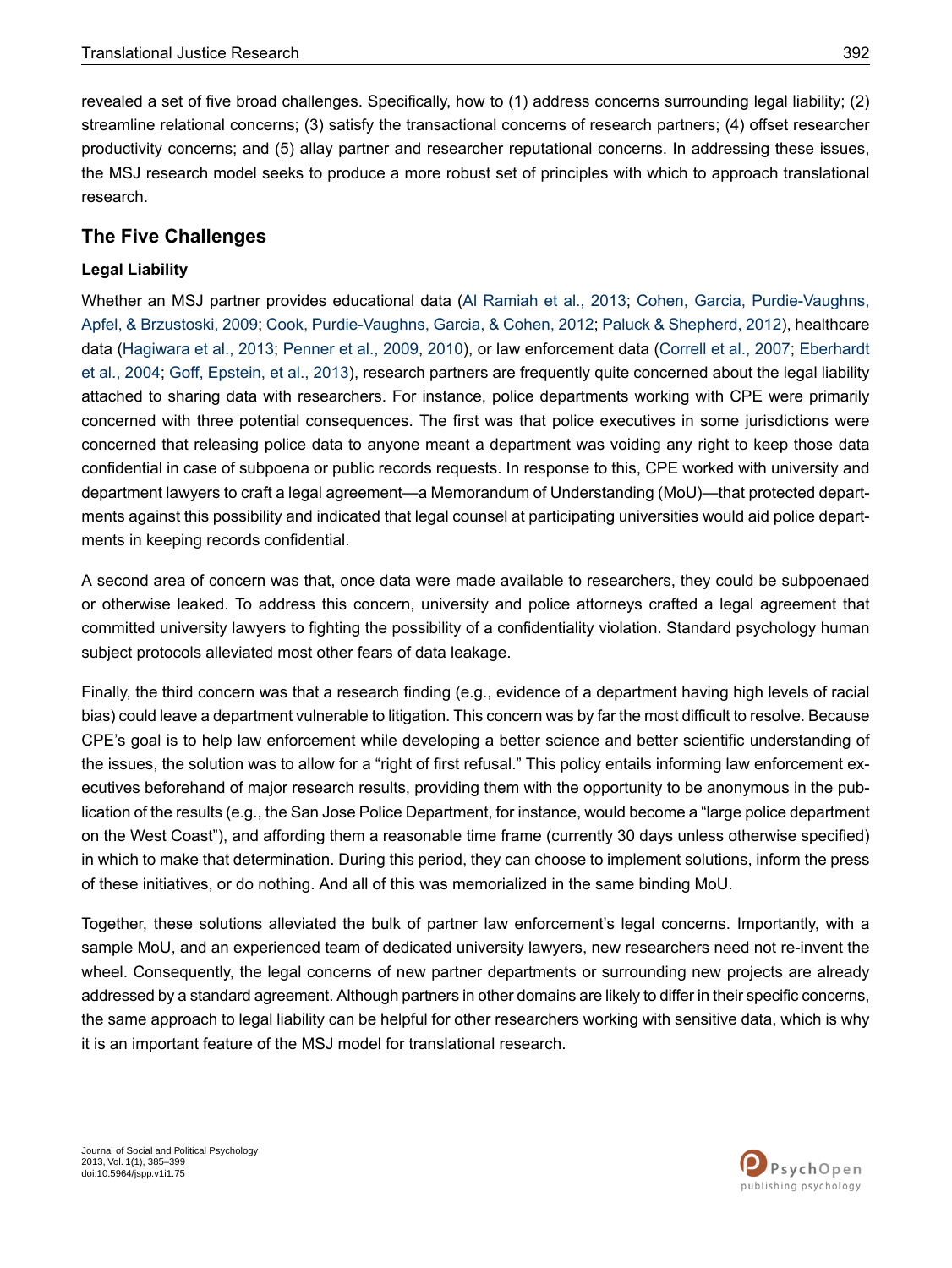revealed a set of five broad challenges. Specifically, how to (1) address concerns surrounding legal liability; (2) streamline relational concerns; (3) satisfy the transactional concerns of research partners; (4) offset researcher productivity concerns; and (5) allay partner and researcher reputational concerns. In addressing these issues, the MSJ research model seeks to produce a more robust set of principles with which to approach translational research.

## The Five Challenges

### Legal Liability

Whether an MSJ partner provides educational data (Al Ramiah et al., 2013; Cohen, Garcia, Purdie-Vaughns, Apfel, & Brzustoski, 2009; Cook, Purdie-Vaughns, Garcia, & Cohen, 2012; Paluck & Shepherd, 2012), healthcare data (Hagiwara et al., 2013; Penner et al., 2009, 2010), or law enforcement data (Correll et al., 2007; Eberhardt et al., 2004; Goff, Epstein, et al., 2013), research partners are frequently quite concerned about the legal liability attached to sharing data with researchers. For instance, police departments working with CPE were primarily concerned with three potential consequences. The first was that police executives in some jurisdictions were concerned that releasing police data to anyone meant a department was voiding any right to keep those data confidential in case of subpoena or public records requests. In response to this, CPE worked with university and department lawyers to craft a legal agreement—a Memorandum of Understanding (MoU)—that protected departments against this possibility and indicated that legal counsel at participating universities would aid police departments in keeping records confidential.

A second area of concern was that, once data were made available to researchers, they could be subpoenaed or otherwise leaked. To address this concern, university and police attorneys crafted a legal agreement that committed university lawyers to fighting the possibility of a confidentiality violation. Standard psychology human subject protocols alleviated most other fears of data leakage.

Finally, the third concern was that a research finding (e.g., evidence of a department having high levels of racial bias) could leave a department vulnerable to litigation. This concern was by far the most difficult to resolve. Because CPE's goal is to help law enforcement while developing a better science and better scientific understanding of the issues, the solution was to allow for a "right of first refusal." This policy entails informing law enforcement executives beforehand of major research results, providing them with the opportunity to be anonymous in the publication of the results (e.g., the San Jose Police Department, for instance, would become a "large police department on the West Coast"), and affording them a reasonable time frame (currently 30 days unless otherwise specified) in which to make that determination. During this period, they can choose to implement solutions, inform the press of these initiatives, or do nothing. And all of this was memorialized in the same binding MoU.

Together, these solutions alleviated the bulk of partner law enforcement's legal concerns. Importantly, with a sample MoU, and an experienced team of dedicated university lawyers, new researchers need not re-invent the wheel. Consequently, the legal concerns of new partner departments or surrounding new projects are already addressed by a standard agreement. Although partners in other domains are likely to differ in their specific concerns, the same approach to legal liability can be helpful for other researchers working with sensitive data, which is why it is an important feature of the MSJ model for translational research.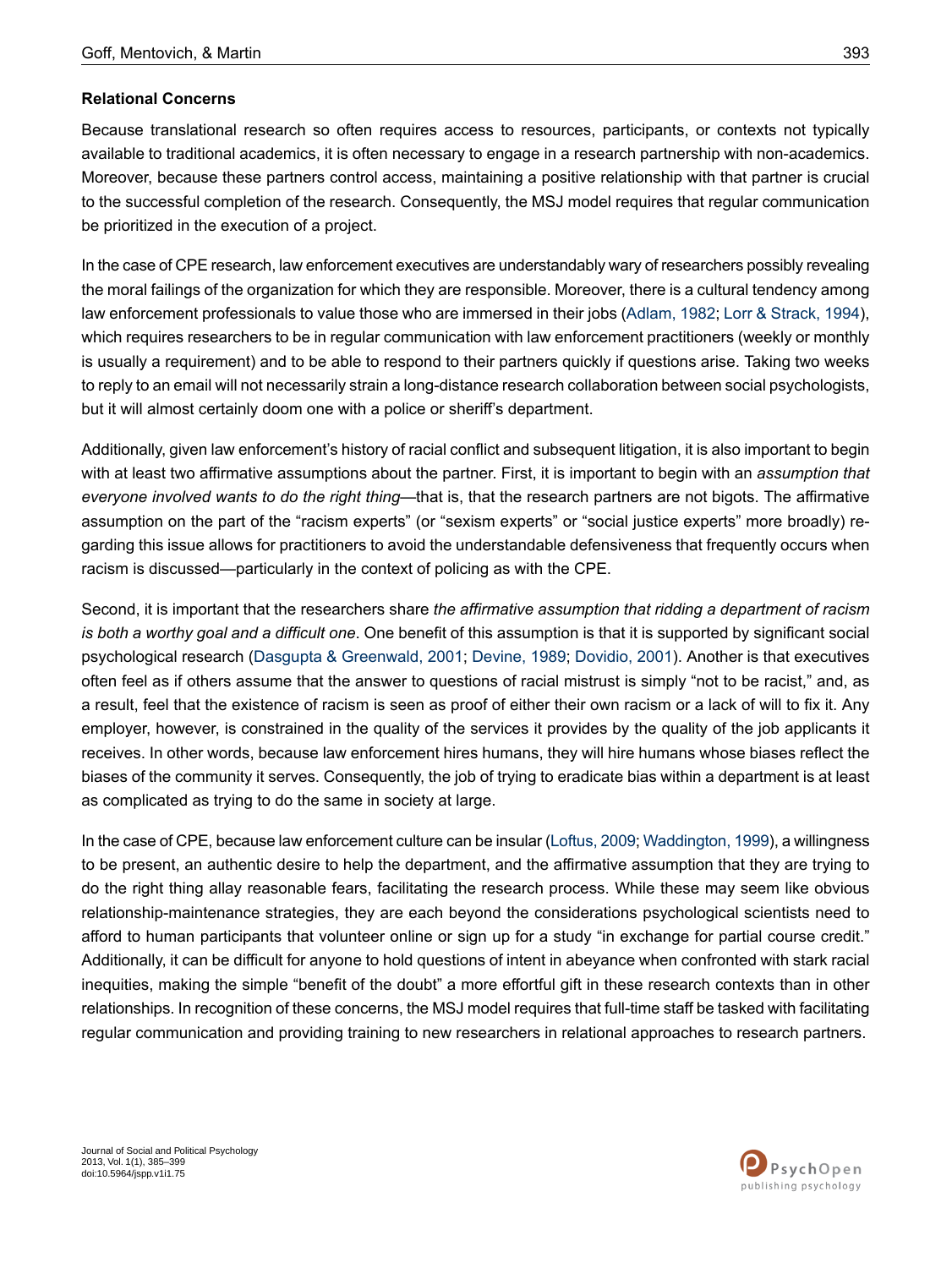**Relational Concerns**

Because translational research so often requires access to resources, participants, or contexts not typically available to traditional academics, it is often necessary to engage in a research partnership with non-academics. Moreover, because these partners control access, maintaining a positive relationship with that partner is crucial to the successful completion of the research. Consequently, the MSJ model requires that regular communication be prioritized in the execution of a project.

In the case of CPE research, law enforcement executives are understandably wary of researchers possibly revealing the moral failings of the organization for which they are responsible. Moreover, there is a cultural tendency among law enforcement professionals to value those who are immersed in their jobs (Adlam, 1982; Lorr & Strack, 1994), which requires researchers to be in regular communication with law enforcement practitioners (weekly or monthly is usually a requirement) and to be able to respond to their partners quickly if questions arise. Taking two weeks to reply to an email will not necessarily strain a long-distance research collaboration between social psychologists, but it will almost certainly doom one with a police or sheriff's department.

Additionally, given law enforcement's history of racial conflict and subsequent litigation, it is also important to begin with at least two affirmative assumptions about the partner. First, it is important to begin with an *assumption that everyone involved wants to do the right thing*—that is, that the research partners are not bigots. The affirmative assumption on the part of the "racism experts" (or "sexism experts" or "social justice experts" more broadly) regarding this issue allows for practitioners to avoid the understandable defensiveness that frequently occurs when racism is discussed—particularly in the context of policing as with the CPE.

Second, it is important that the researchers share *the affirmative assumption that ridding a department of racism is both a worthy goal and a difficult one*. One benefit of this assumption is that it is supported by significant social psychological research (Dasgupta & Greenwald, 2001; Devine, 1989; Dovidio, 2001). Another is that executives often feel as if others assume that the answer to questions of racial mistrust is simply "not to be racist," and, as a result, feel that the existence of racism is seen as proof of either their own racism or a lack of will to fix it. Any employer, however, is constrained in the quality of the services it provides by the quality of the job applicants it receives. In other words, because law enforcement hires humans, they will hire humans whose biases reflect the biases of the community it serves. Consequently, the job of trying to eradicate bias within a department is at least as complicated as trying to do the same in society at large.

In the case of CPE, because law enforcement culture can be insular (Loftus, 2009; Waddington, 1999), a willingness to be present, an authentic desire to help the department, and the affirmative assumption that they are trying to do the right thing allay reasonable fears, facilitating the research process. While these may seem like obvious relationship-maintenance strategies, they are each beyond the considerations psychological scientists need to afford to human participants that volunteer online or sign up for a study "in exchange for partial course credit." Additionally, it can be difficult for anyone to hold questions of intent in abeyance when confronted with stark racial inequities, making the simple "benefit of the doubt" a more effortful gift in these research contexts than in other relationships. In recognition of these concerns, the MSJ model requires that full-time staff be tasked with facilitating regular communication and providing training to new researchers in relational approaches to research partners.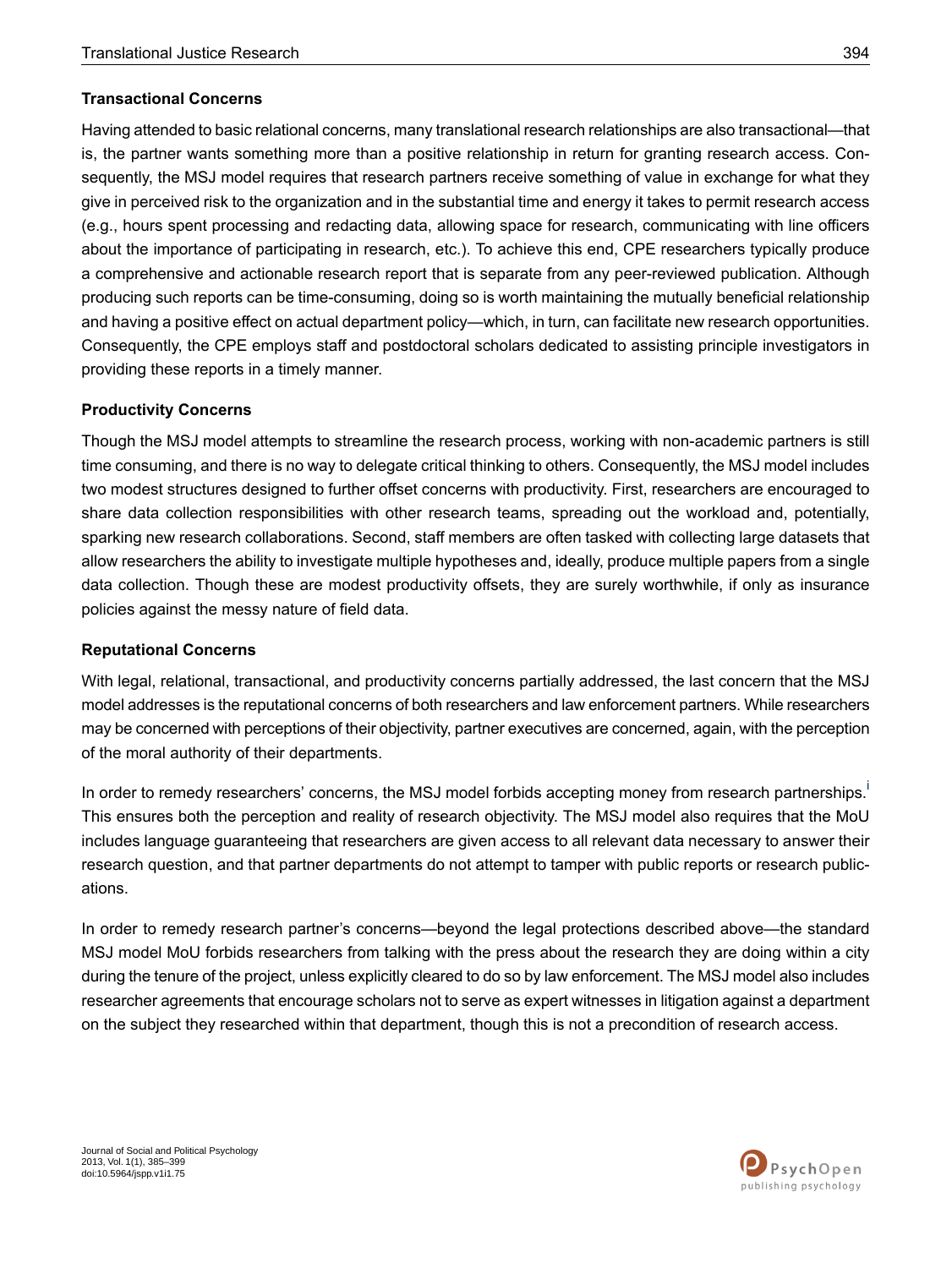### Transactional Concerns

Having attended to basic relational concerns, many translational research relationships are also transactional—that is, the partner wants something more than a positive relationship in return for granting research access. Consequently, the MSJ model requires that research partners receive something of value in exchange for what they give in perceived risk to the organization and in the substantial time and energy it takes to permit research access (e.g., hours spent processing and redacting data, allowing space for research, communicating with line officers about the importance of participating in research, etc.). To achieve this end, CPE researchers typically produce a comprehensive and actionable research report that is separate from any peer-reviewed publication. Although producing such reports can be time-consuming, doing so is worth maintaining the mutually beneficial relationship and having a positive effect on actual department policy—which, in turn, can facilitate new research opportunities. Consequently, the CPE employs staff and postdoctoral scholars dedicated to assisting principle investigators in providing these reports in a timely manner.

### Productivity Concerns

Though the MSJ model attempts to streamline the research process, working with non-academic partners is still time consuming, and there is no way to delegate critical thinking to others. Consequently, the MSJ model includes two modest structures designed to further offset concerns with productivity. First, researchers are encouraged to share data collection responsibilities with other research teams, spreading out the workload and, potentially, sparking new research collaborations. Second, staff members are often tasked with collecting large datasets that allow researchers the ability to investigate multiple hypotheses and, ideally, produce multiple papers from a single data collection. Though these are modest productivity offsets, they are surely worthwhile, if only as insurance policies against the messy nature of field data.

### Reputational Concerns

With legal, relational, transactional, and productivity concerns partially addressed, the last concern that the MSJ model addresses is the reputational concerns of both researchers and law enforcement partners. While researchers may be concerned with perceptions of their objectivity, partner executives are concerned, again, with the perception of the moral authority of their departments.

In order to remedy researchers' concerns, the MSJ model forbids accepting money from research partnerships.[i] This ensures both the perception and reality of research objectivity. The MSJ model also requires that the MoU includes language guaranteeing that researchers are given access to all relevant data necessary to answer their research question, and that partner departments do not attempt to tamper with public reports or research publications.

In order to remedy research partner's concerns—beyond the legal protections described above—the standard MSJ model MoU forbids researchers from talking with the press about the research they are doing within a city during the tenure of the project, unless explicitly cleared to do so by law enforcement. The MSJ model also includes researcher agreements that encourage scholars not to serve as expert witnesses in litigation against a department on the subject they researched within that department, though this is not a precondition of research access.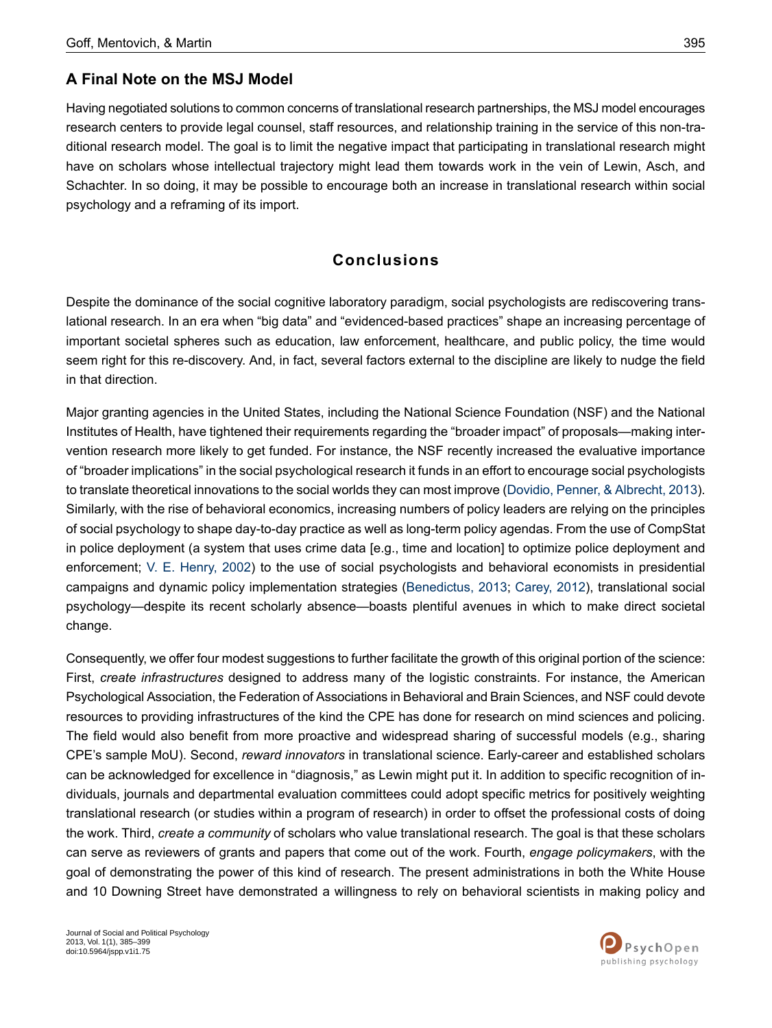## A Final Note on the MSJ Model

Having negotiated solutions to common concerns of translational research partnerships, the MSJ model encourages research centers to provide legal counsel, staff resources, and relationship training in the service of this non-traditional research model. The goal is to limit the negative impact that participating in translational research might have on scholars whose intellectual trajectory might lead them towards work in the vein of Lewin, Asch, and Schachter. In so doing, it may be possible to encourage both an increase in translational research within social psychology and a reframing of its import.

# Conclusions

Despite the dominance of the social cognitive laboratory paradigm, social psychologists are rediscovering translational research. In an era when "big data" and "evidenced-based practices" shape an increasing percentage of important societal spheres such as education, law enforcement, healthcare, and public policy, the time would seem right for this re-discovery. And, in fact, several factors external to the discipline are likely to nudge the field in that direction.

Major granting agencies in the United States, including the National Science Foundation (NSF) and the National Institutes of Health, have tightened their requirements regarding the "broader impact" of proposals—making intervention research more likely to get funded. For instance, the NSF recently increased the evaluative importance of "broader implications" in the social psychological research it funds in an effort to encourage social psychologists to translate theoretical innovations to the social worlds they can most improve (Dovidio, Penner, & Albrecht, 2013). Similarly, with the rise of behavioral economics, increasing numbers of policy leaders are relying on the principles of social psychology to shape day-to-day practice as well as long-term policy agendas. From the use of CompStat in police deployment (a system that uses crime data [e.g., time and location] to optimize police deployment and enforcement; V. E. Henry, 2002) to the use of social psychologists and behavioral economists in presidential campaigns and dynamic policy implementation strategies (Benedictus, 2013; Carey, 2012), translational social psychology—despite its recent scholarly absence—boasts plentiful avenues in which to make direct societal change.

Consequently, we offer four modest suggestions to further facilitate the growth of this original portion of the science: First, *create infrastructures* designed to address many of the logistic constraints. For instance, the American Psychological Association, the Federation of Associations in Behavioral and Brain Sciences, and NSF could devote resources to providing infrastructures of the kind the CPE has done for research on mind sciences and policing. The field would also benefit from more proactive and widespread sharing of successful models (e.g., sharing CPE's sample MoU). Second, *reward innovators* in translational science. Early-career and established scholars can be acknowledged for excellence in "diagnosis," as Lewin might put it. In addition to specific recognition of individuals, journals and departmental evaluation committees could adopt specific metrics for positively weighting translational research (or studies within a program of research) in order to offset the professional costs of doing the work. Third, *create a community* of scholars who value translational research. The goal is that these scholars can serve as reviewers of grants and papers that come out of the work. Fourth, *engage policymakers*, with the goal of demonstrating the power of this kind of research. The present administrations in both the White House and 10 Downing Street have demonstrated a willingness to rely on behavioral scientists in making policy and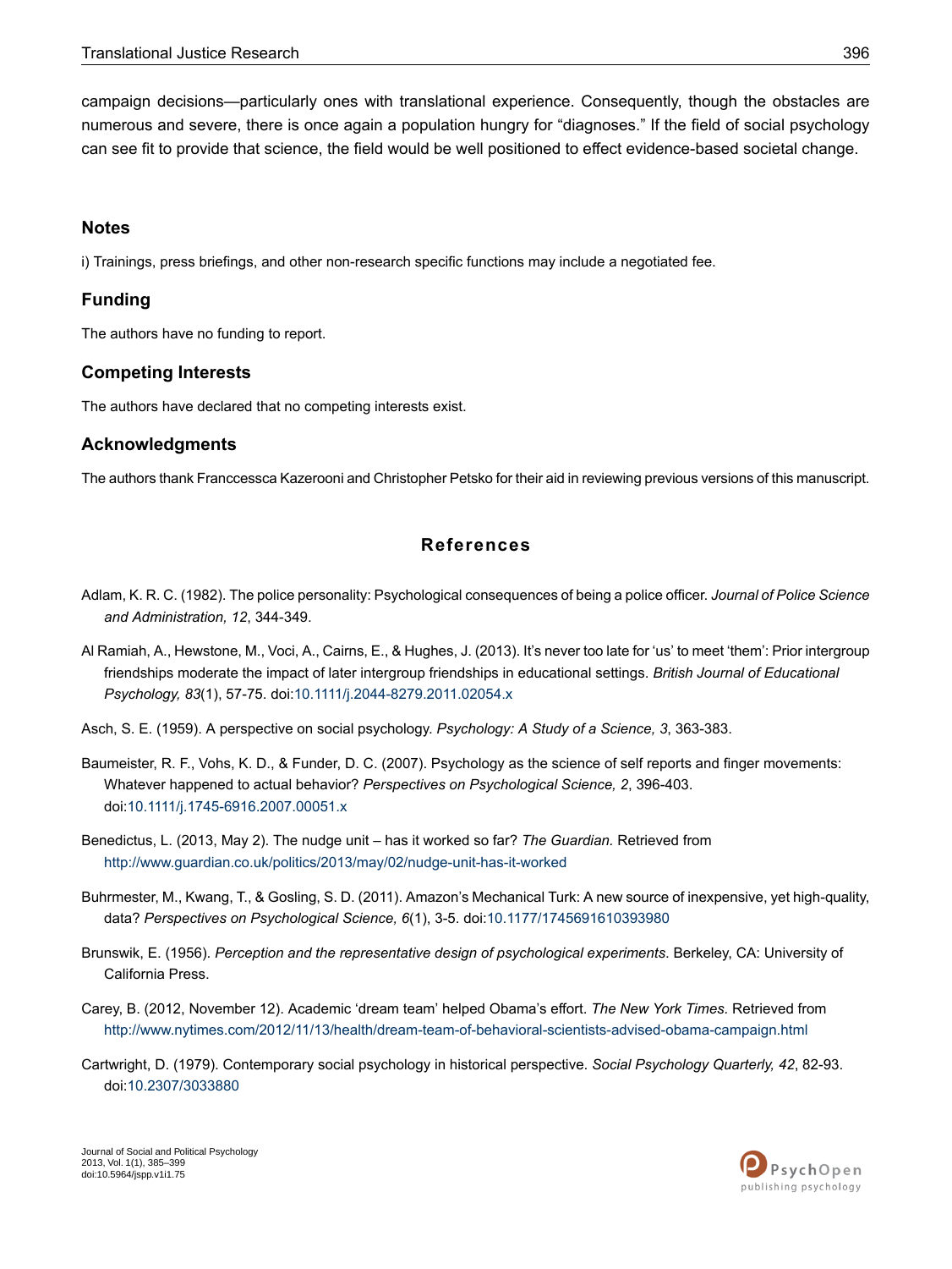campaign decisions—particularly ones with translational experience. Consequently, though the obstacles are numerous and severe, there is once again a population hungry for "diagnoses." If the field of social psychology can see fit to provide that science, the field would be well positioned to effect evidence-based societal change.

## Notes

i) Trainings, press briefings, and other non-research specific functions may include a negotiated fee.

## Funding

The authors have no funding to report.

## Competing Interests

The authors have declared that no competing interests exist.

## Acknowledgments

The authors thank Franccessca Kazerooni and Christopher Petsko for their aid in reviewing previous versions of this manuscript.

## References

Adlam, K. R. C. (1982). The police personality: Psychological consequences of being a police officer. *Journal of Police Science and Administration, 12*, 344-349.

Al Ramiah, A., Hewstone, M., Voci, A., Cairns, E., & Hughes, J. (2013). It's never too late for 'us' to meet 'them': Prior intergroup friendships moderate the impact of later intergroup friendships in educational settings. *British Journal of Educational Psychology, 83*(1), 57-75. doi:10.1111/j.2044-8279.2011.02054.x

Asch, S. E. (1959). A perspective on social psychology. *Psychology: A Study of a Science, 3*, 363-383.

Baumeister, R. F., Vohs, K. D., & Funder, D. C. (2007). Psychology as the science of self reports and finger movements: Whatever happened to actual behavior? *Perspectives on Psychological Science, 2*, 396-403. doi:10.1111/j.1745-6916.2007.00051.x

Benedictus, L. (2013, May 2). The nudge unit – has it worked so far? *The Guardian.* Retrieved from http://www.guardian.co.uk/politics/2013/may/02/nudge-unit-has-it-worked

Buhrmester, M., Kwang, T., & Gosling, S. D. (2011). Amazon's Mechanical Turk: A new source of inexpensive, yet high-quality, data? *Perspectives on Psychological Science, 6*(1), 3-5. doi:10.1177/1745691610393980

Brunswik, E. (1956). *Perception and the representative design of psychological experiments*. Berkeley, CA: University of California Press.

Carey, B. (2012, November 12). Academic 'dream team' helped Obama's effort. *The New York Times.* Retrieved from http://www.nytimes.com/2012/11/13/health/dream-team-of-behavioral-scientists-advised-obama-campaign.html

Cartwright, D. (1979). Contemporary social psychology in historical perspective. *Social Psychology Quarterly, 42*, 82-93. doi:10.2307/3033880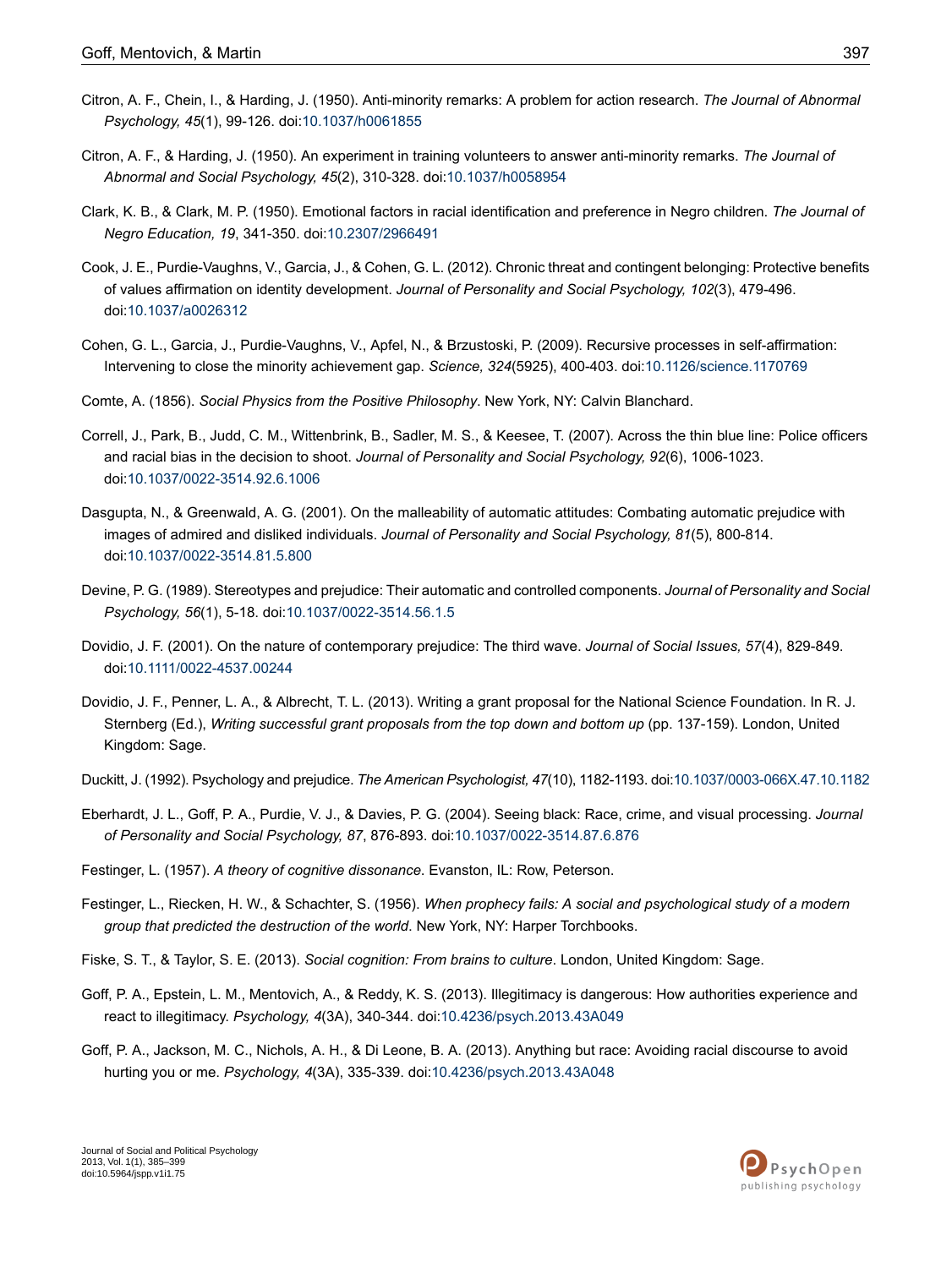Citron, A. F., Chein, I., & Harding, J. (1950). Anti-minority remarks: A problem for action research. *The Journal of Abnormal Psychology, 45*(1), 99-126. doi:10.1037/h0061855

Citron, A. F., & Harding, J. (1950). An experiment in training volunteers to answer anti-minority remarks. *The Journal of Abnormal and Social Psychology, 45*(2), 310-328. doi:10.1037/h0058954

Clark, K. B., & Clark, M. P. (1950). Emotional factors in racial identification and preference in Negro children. *The Journal of Negro Education, 19*, 341-350. doi:10.2307/2966491

Cook, J. E., Purdie-Vaughns, V., Garcia, J., & Cohen, G. L. (2012). Chronic threat and contingent belonging: Protective benefits of values affirmation on identity development. *Journal of Personality and Social Psychology, 102*(3), 479-496. doi:10.1037/a0026312

Cohen, G. L., Garcia, J., Purdie-Vaughns, V., Apfel, N., & Brzustoski, P. (2009). Recursive processes in self-affirmation: Intervening to close the minority achievement gap. *Science, 324*(5925), 400-403. doi:10.1126/science.1170769

Comte, A. (1856). *Social Physics from the Positive Philosophy*. New York, NY: Calvin Blanchard.

Correll, J., Park, B., Judd, C. M., Wittenbrink, B., Sadler, M. S., & Keesee, T. (2007). Across the thin blue line: Police officers and racial bias in the decision to shoot. *Journal of Personality and Social Psychology, 92*(6), 1006-1023. doi:10.1037/0022-3514.92.6.1006

Dasgupta, N., & Greenwald, A. G. (2001). On the malleability of automatic attitudes: Combating automatic prejudice with images of admired and disliked individuals. *Journal of Personality and Social Psychology, 81*(5), 800-814. doi:10.1037/0022-3514.81.5.800

Devine, P. G. (1989). Stereotypes and prejudice: Their automatic and controlled components. *Journal of Personality and Social Psychology, 56*(1), 5-18. doi:10.1037/0022-3514.56.1.5

Dovidio, J. F. (2001). On the nature of contemporary prejudice: The third wave. *Journal of Social Issues, 57*(4), 829-849. doi:10.1111/0022-4537.00244

Dovidio, J. F., Penner, L. A., & Albrecht, T. L. (2013). Writing a grant proposal for the National Science Foundation. In R. J. Sternberg (Ed.), *Writing successful grant proposals from the top down and bottom up* (pp. 137-159). London, United Kingdom: Sage.

Duckitt, J. (1992). Psychology and prejudice. *The American Psychologist, 47*(10), 1182-1193. doi:10.1037/0003-066X.47.10.1182

Eberhardt, J. L., Goff, P. A., Purdie, V. J., & Davies, P. G. (2004). Seeing black: Race, crime, and visual processing. *Journal of Personality and Social Psychology, 87*, 876-893. doi:10.1037/0022-3514.87.6.876

Festinger, L. (1957). *A theory of cognitive dissonance*. Evanston, IL: Row, Peterson.

Festinger, L., Riecken, H. W., & Schachter, S. (1956). *When prophecy fails: A social and psychological study of a modern group that predicted the destruction of the world*. New York, NY: Harper Torchbooks.

Fiske, S. T., & Taylor, S. E. (2013). *Social cognition: From brains to culture*. London, United Kingdom: Sage.

Goff, P. A., Epstein, L. M., Mentovich, A., & Reddy, K. S. (2013). Illegitimacy is dangerous: How authorities experience and react to illegitimacy. *Psychology, 4*(3A), 340-344. doi:10.4236/psych.2013.43A049

Goff, P. A., Jackson, M. C., Nichols, A. H., & Di Leone, B. A. (2013). Anything but race: Avoiding racial discourse to avoid hurting you or me. *Psychology, 4*(3A), 335-339. doi:10.4236/psych.2013.43A048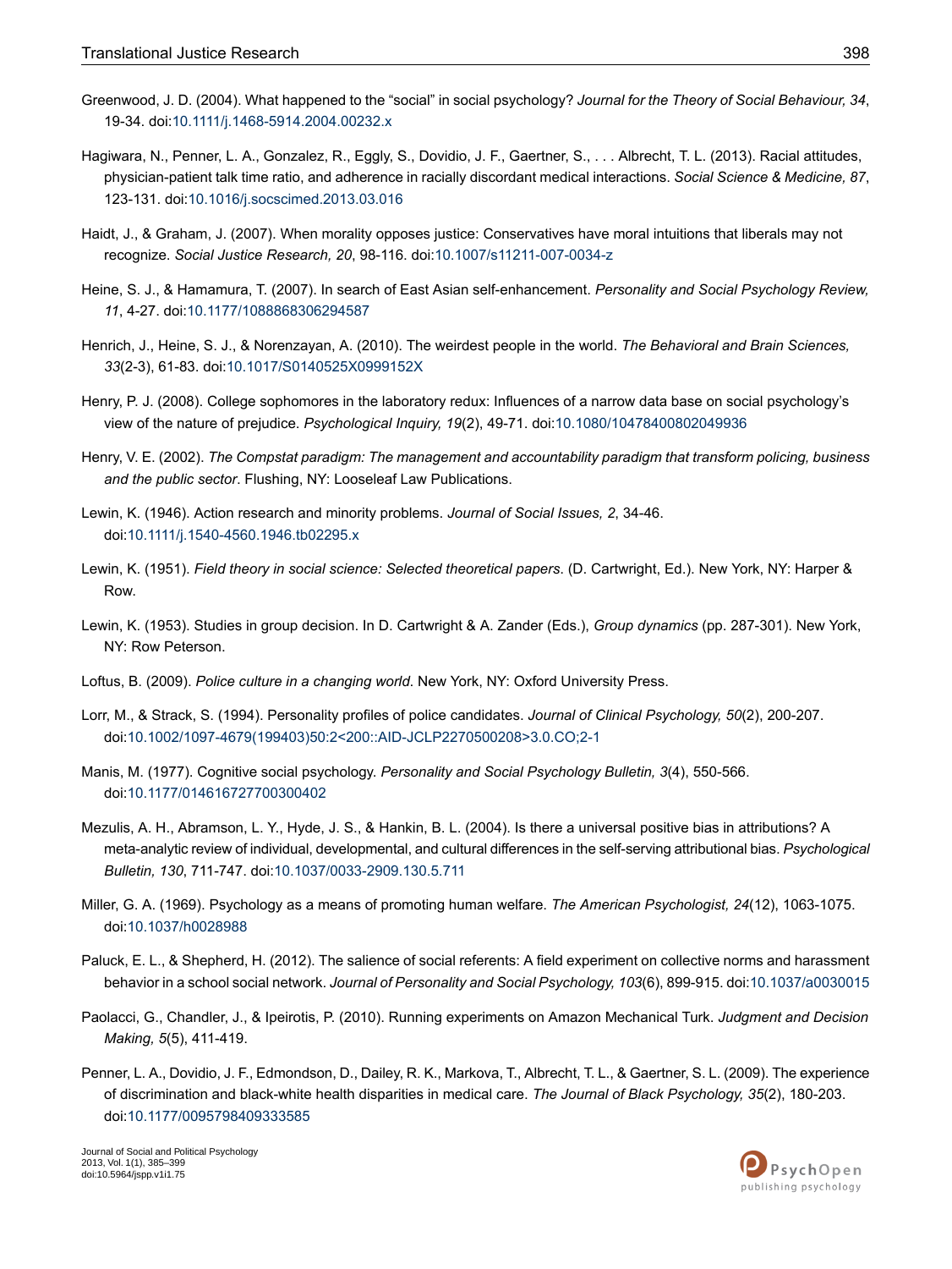Greenwood, J. D. (2004). What happened to the "social" in social psychology? *Journal for the Theory of Social Behaviour, 34*, 19-34. doi:10.1111/j.1468-5914.2004.00232.x

Hagiwara, N., Penner, L. A., Gonzalez, R., Eggly, S., Dovidio, J. F., Gaertner, S., . . . Albrecht, T. L. (2013). Racial attitudes, physician-patient talk time ratio, and adherence in racially discordant medical interactions. *Social Science & Medicine, 87*, 123-131. doi:10.1016/j.socscimed.2013.03.016

Haidt, J., & Graham, J. (2007). When morality opposes justice: Conservatives have moral intuitions that liberals may not recognize. *Social Justice Research, 20*, 98-116. doi:10.1007/s11211-007-0034-z

Heine, S. J., & Hamamura, T. (2007). In search of East Asian self-enhancement. *Personality and Social Psychology Review, 11*, 4-27. doi:10.1177/1088868306294587

Henrich, J., Heine, S. J., & Norenzayan, A. (2010). The weirdest people in the world. *The Behavioral and Brain Sciences, 33*(2-3), 61-83. doi:10.1017/S0140525X0999152X

Henry, P. J. (2008). College sophomores in the laboratory redux: Influences of a narrow data base on social psychology's view of the nature of prejudice. *Psychological Inquiry, 19*(2), 49-71. doi:10.1080/10478400802049936

Henry, V. E. (2002). *The Compstat paradigm: The management and accountability paradigm that transform policing, business and the public sector*. Flushing, NY: Looseleaf Law Publications.

Lewin, K. (1946). Action research and minority problems. *Journal of Social Issues, 2*, 34-46. doi:10.1111/j.1540-4560.1946.tb02295.x

Lewin, K. (1951). *Field theory in social science: Selected theoretical papers*. (D. Cartwright, Ed.). New York, NY: Harper & Row.

Lewin, K. (1953). Studies in group decision. In D. Cartwright & A. Zander (Eds.), *Group dynamics* (pp. 287-301). New York, NY: Row Peterson.

Loftus, B. (2009). *Police culture in a changing world*. New York, NY: Oxford University Press.

Lorr, M., & Strack, S. (1994). Personality profiles of police candidates. *Journal of Clinical Psychology, 50*(2), 200-207. doi:10.1002/1097-4679(199403)50:2<200::AID-JCLP2270500208>3.0.CO;2-1

Manis, M. (1977). Cognitive social psychology. *Personality and Social Psychology Bulletin, 3*(4), 550-566. doi:10.1177/014616727700300402

Mezulis, A. H., Abramson, L. Y., Hyde, J. S., & Hankin, B. L. (2004). Is there a universal positive bias in attributions? A meta-analytic review of individual, developmental, and cultural differences in the self-serving attributional bias. *Psychological Bulletin, 130*, 711-747. doi:10.1037/0033-2909.130.5.711

Miller, G. A. (1969). Psychology as a means of promoting human welfare. *The American Psychologist, 24*(12), 1063-1075. doi:10.1037/h0028988

Paluck, E. L., & Shepherd, H. (2012). The salience of social referents: A field experiment on collective norms and harassment behavior in a school social network. *Journal of Personality and Social Psychology, 103*(6), 899-915. doi:10.1037/a0030015

Paolacci, G., Chandler, J., & Ipeirotis, P. (2010). Running experiments on Amazon Mechanical Turk. *Judgment and Decision Making, 5*(5), 411-419.

Penner, L. A., Dovidio, J. F., Edmondson, D., Dailey, R. K., Markova, T., Albrecht, T. L., & Gaertner, S. L. (2009). The experience of discrimination and black-white health disparities in medical care. *The Journal of Black Psychology, 35*(2), 180-203. doi:10.1177/0095798409333585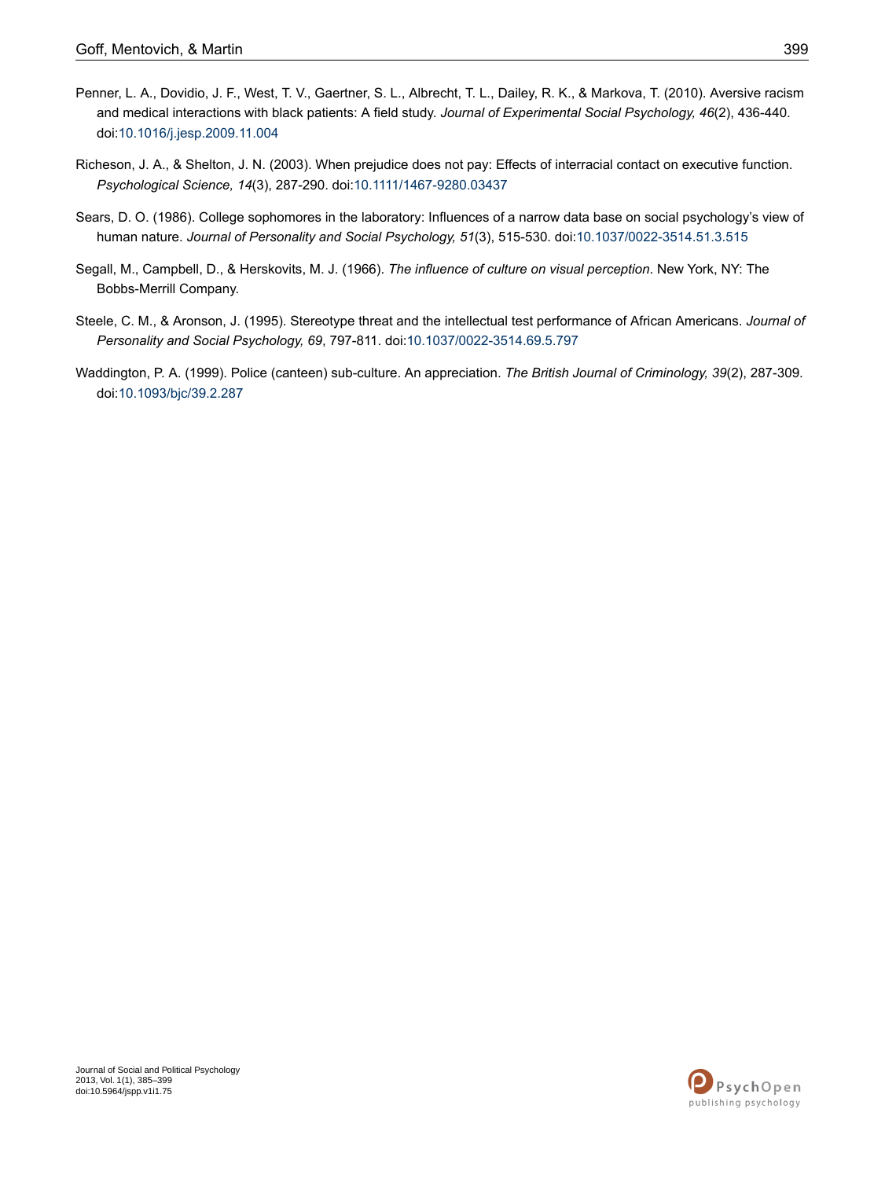Penner, L. A., Dovidio, J. F., West, T. V., Gaertner, S. L., Albrecht, T. L., Dailey, R. K., & Markova, T. (2010). Aversive racism and medical interactions with black patients: A field study. *Journal of Experimental Social Psychology, 46*(2), 436-440. doi:10.1016/j.jesp.2009.11.004

Richeson, J. A., & Shelton, J. N. (2003). When prejudice does not pay: Effects of interracial contact on executive function. *Psychological Science, 14*(3), 287-290. doi:10.1111/1467-9280.03437

Sears, D. O. (1986). College sophomores in the laboratory: Influences of a narrow data base on social psychology's view of human nature. *Journal of Personality and Social Psychology, 51*(3), 515-530. doi:10.1037/0022-3514.51.3.515

Segall, M., Campbell, D., & Herskovits, M. J. (1966). *The influence of culture on visual perception*. New York, NY: The Bobbs-Merrill Company.

Steele, C. M., & Aronson, J. (1995). Stereotype threat and the intellectual test performance of African Americans. *Journal of Personality and Social Psychology, 69*, 797-811. doi:10.1037/0022-3514.69.5.797

Waddington, P. A. (1999). Police (canteen) sub-culture. An appreciation. *The British Journal of Criminology, 39*(2), 287-309. doi:10.1093/bjc/39.2.287